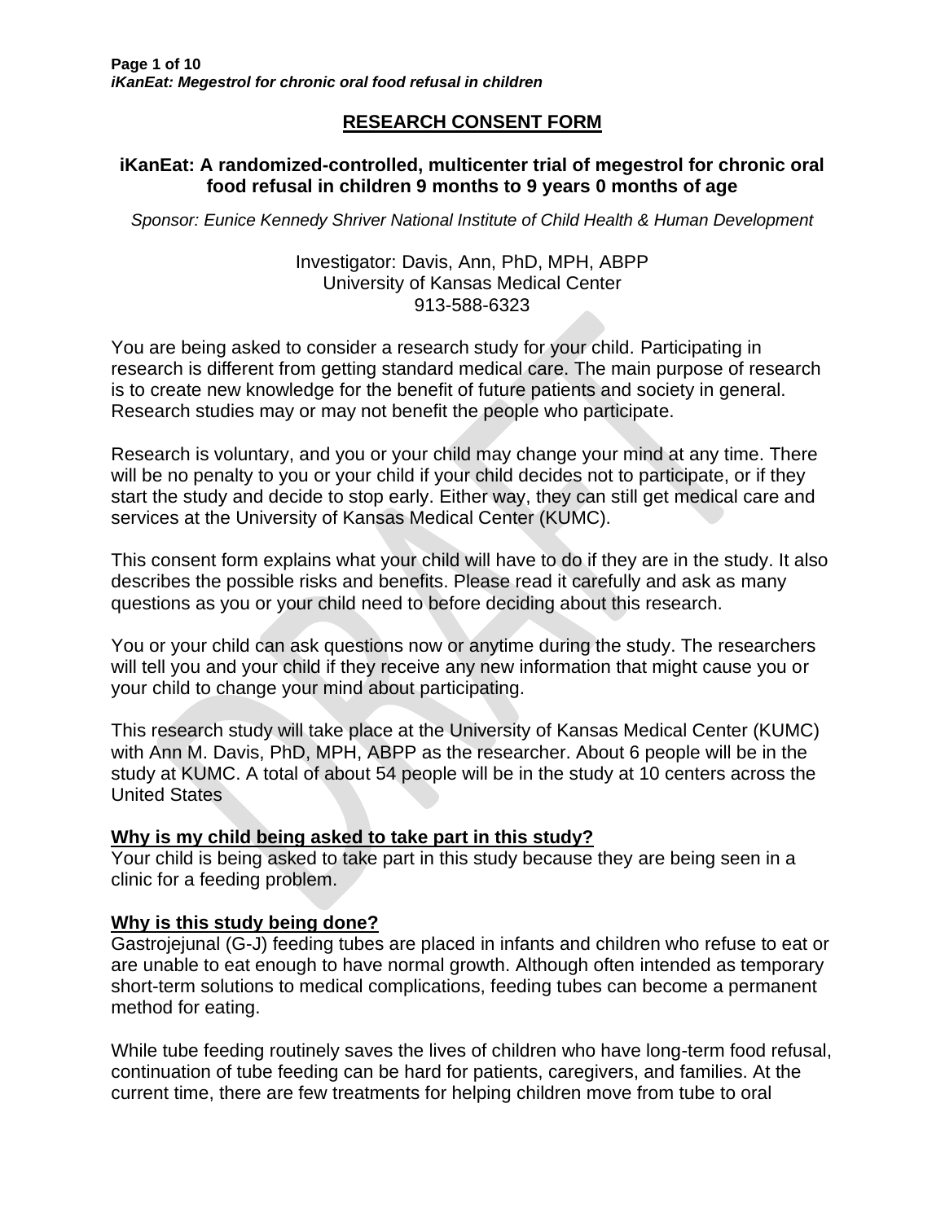# RESEARCH CONSENT FORM

## iKanEat: A randomized-controlled, multicenter trial of megestrol for chronic oral food refusal in children 9 months to 9 years 0 months of age

*Sponsor: Eunice Kennedy Shriver National Institute of Child Health & Human Development*

Investigator: Davis, Ann, PhD, MPH, ABPP
University of Kansas Medical Center
913-588-6323

You are being asked to consider a research study for your child. Participating in research is different from getting standard medical care. The main purpose of research is to create new knowledge for the benefit of future patients and society in general. Research studies may or may not benefit the people who participate.

Research is voluntary, and you or your child may change your mind at any time. There will be no penalty to you or your child if your child decides not to participate, or if they start the study and decide to stop early. Either way, they can still get medical care and services at the University of Kansas Medical Center (KUMC).

This consent form explains what your child will have to do if they are in the study. It also describes the possible risks and benefits. Please read it carefully and ask as many questions as you or your child need to before deciding about this research.

You or your child can ask questions now or anytime during the study. The researchers will tell you and your child if they receive any new information that might cause you or your child to change your mind about participating.

This research study will take place at the University of Kansas Medical Center (KUMC) with Ann M. Davis, PhD, MPH, ABPP as the researcher. About 6 people will be in the study at KUMC. A total of about 54 people will be in the study at 10 centers across the United States

### Why is my child being asked to take part in this study?

Your child is being asked to take part in this study because they are being seen in a clinic for a feeding problem.

### Why is this study being done?

Gastrojejunal (G-J) feeding tubes are placed in infants and children who refuse to eat or are unable to eat enough to have normal growth. Although often intended as temporary short-term solutions to medical complications, feeding tubes can become a permanent method for eating.

While tube feeding routinely saves the lives of children who have long-term food refusal, continuation of tube feeding can be hard for patients, caregivers, and families. At the current time, there are few treatments for helping children move from tube to oral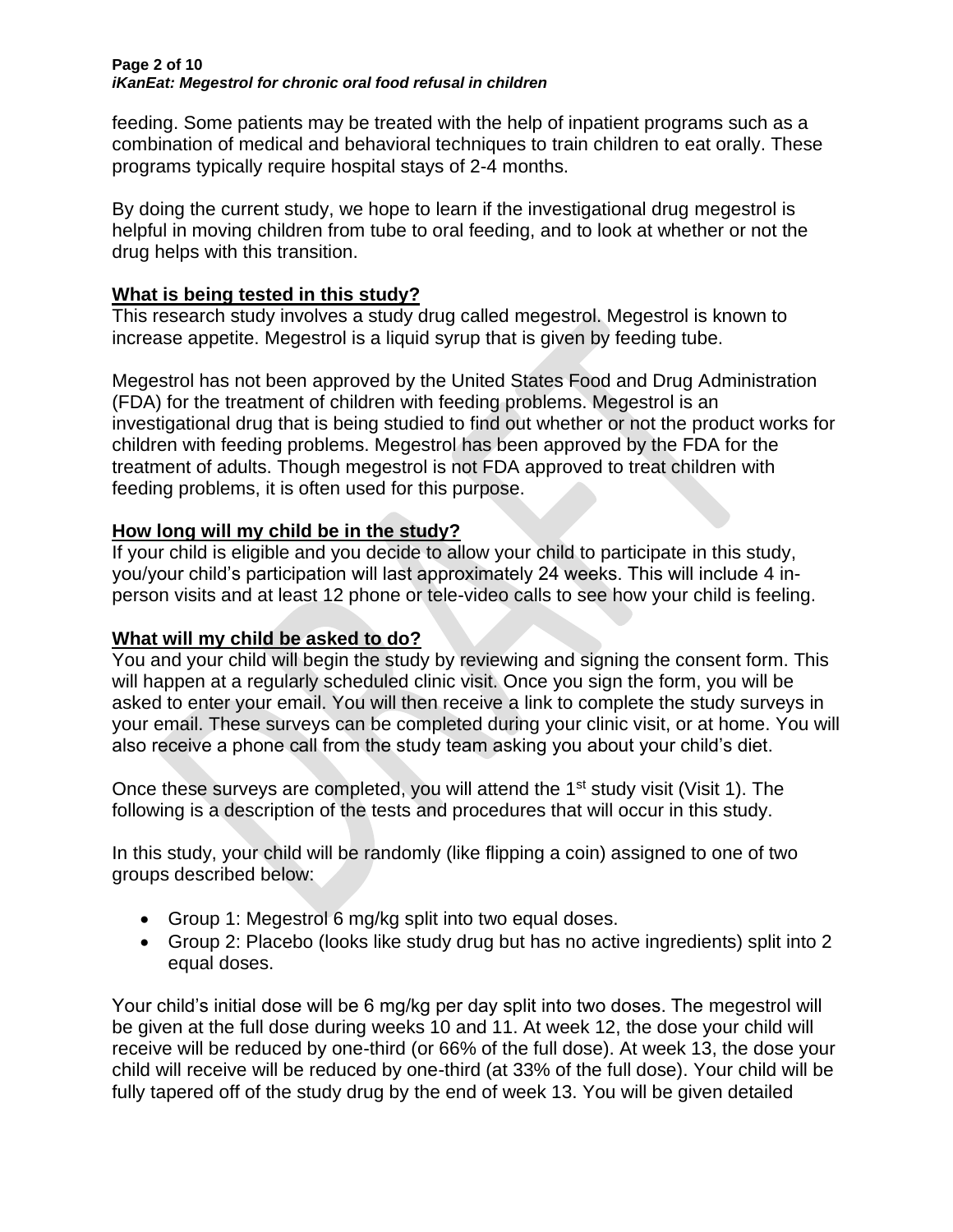feeding. Some patients may be treated with the help of inpatient programs such as a combination of medical and behavioral techniques to train children to eat orally. These programs typically require hospital stays of 2-4 months.

By doing the current study, we hope to learn if the investigational drug megestrol is helpful in moving children from tube to oral feeding, and to look at whether or not the drug helps with this transition.

## What is being tested in this study?

This research study involves a study drug called megestrol. Megestrol is known to increase appetite. Megestrol is a liquid syrup that is given by feeding tube.

Megestrol has not been approved by the United States Food and Drug Administration (FDA) for the treatment of children with feeding problems. Megestrol is an investigational drug that is being studied to find out whether or not the product works for children with feeding problems. Megestrol has been approved by the FDA for the treatment of adults. Though megestrol is not FDA approved to treat children with feeding problems, it is often used for this purpose.

## How long will my child be in the study?

If your child is eligible and you decide to allow your child to participate in this study, you/your child's participation will last approximately 24 weeks. This will include 4 in-person visits and at least 12 phone or tele-video calls to see how your child is feeling.

## What will my child be asked to do?

You and your child will begin the study by reviewing and signing the consent form. This will happen at a regularly scheduled clinic visit. Once you sign the form, you will be asked to enter your email. You will then receive a link to complete the study surveys in your email. These surveys can be completed during your clinic visit, or at home. You will also receive a phone call from the study team asking you about your child's diet.

Once these surveys are completed, you will attend the 1st study visit (Visit 1). The following is a description of the tests and procedures that will occur in this study.

In this study, your child will be randomly (like flipping a coin) assigned to one of two groups described below:

- Group 1: Megestrol 6 mg/kg split into two equal doses.
- Group 2: Placebo (looks like study drug but has no active ingredients) split into 2 equal doses.

Your child's initial dose will be 6 mg/kg per day split into two doses. The megestrol will be given at the full dose during weeks 10 and 11. At week 12, the dose your child will receive will be reduced by one-third (or 66% of the full dose). At week 13, the dose your child will receive will be reduced by one-third (at 33% of the full dose). Your child will be fully tapered off of the study drug by the end of week 13. You will be given detailed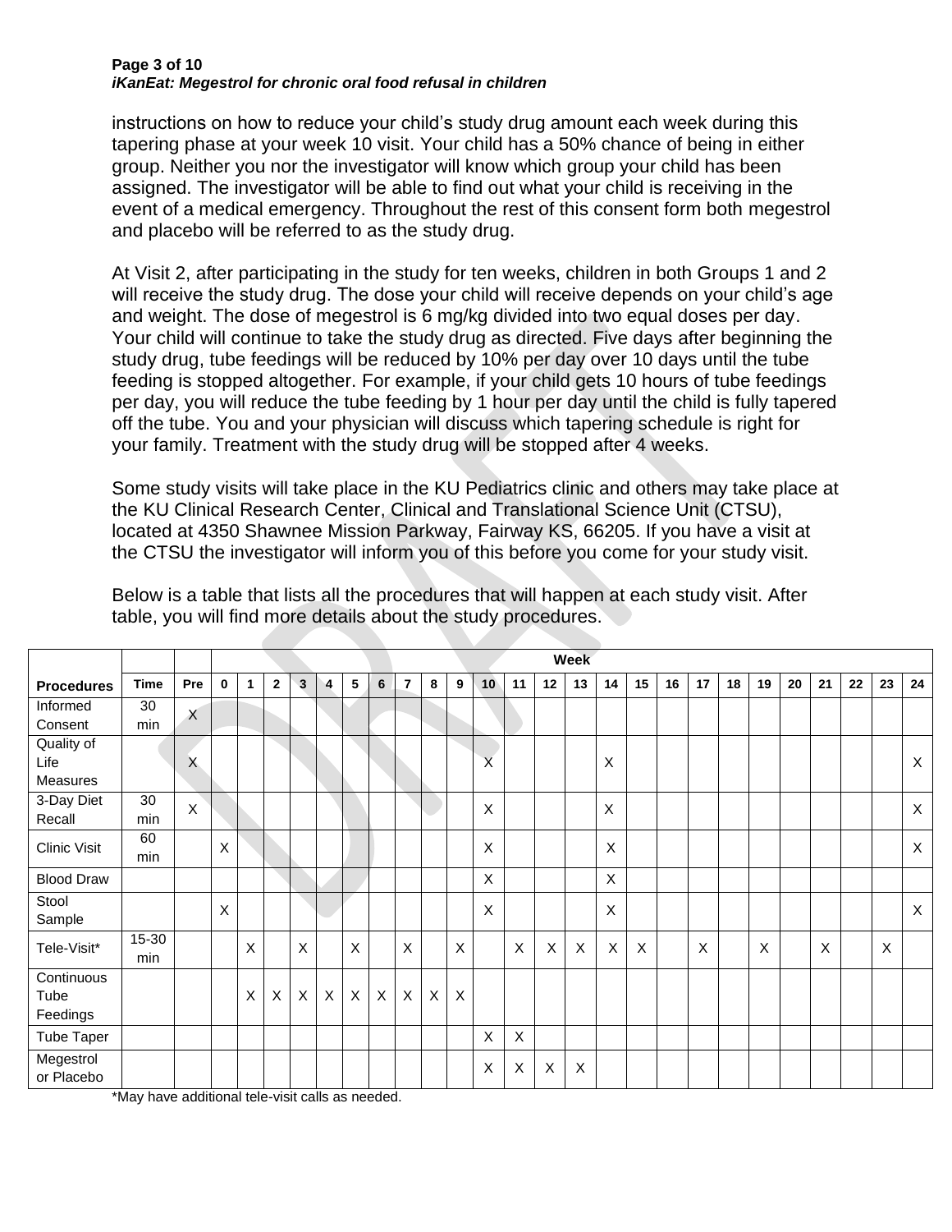instructions on how to reduce your child's study drug amount each week during this tapering phase at your week 10 visit. Your child has a 50% chance of being in either group. Neither you nor the investigator will know which group your child has been assigned. The investigator will be able to find out what your child is receiving in the event of a medical emergency. Throughout the rest of this consent form both megestrol and placebo will be referred to as the study drug.

At Visit 2, after participating in the study for ten weeks, children in both Groups 1 and 2 will receive the study drug. The dose your child will receive depends on your child's age and weight. The dose of megestrol is 6 mg/kg divided into two equal doses per day. Your child will continue to take the study drug as directed. Five days after beginning the study drug, tube feedings will be reduced by 10% per day over 10 days until the tube feeding is stopped altogether. For example, if your child gets 10 hours of tube feedings per day, you will reduce the tube feeding by 1 hour per day until the child is fully tapered off the tube. You and your physician will discuss which tapering schedule is right for your family. Treatment with the study drug will be stopped after 4 weeks.

Some study visits will take place in the KU Pediatrics clinic and others may take place at the KU Clinical Research Center, Clinical and Translational Science Unit (CTSU), located at 4350 Shawnee Mission Parkway, Fairway KS, 66205. If you have a visit at the CTSU the investigator will inform you of this before you come for your study visit.

Below is a table that lists all the procedures that will happen at each study visit. After table, you will find more details about the study procedures.

| | | | Week | | | | | | | | | | | | | | | | | | | | | | | | |
|---|---|---|---|---|---|---|---|---|---|---|---|---|---|---|---|---|---|---|---|---|---|---|---|---|---|---|---|
| **Procedures** | **Time** | **Pre** | **0** | **1** | **2** | **3** | **4** | **5** | **6** | **7** | **8** | **9** | **10** | **11** | **12** | **13** | **14** | **15** | **16** | **17** | **18** | **19** | **20** | **21** | **22** | **23** | **24** |
| Informed Consent | 30 min | X | | | | | | | | | | | | | | | | | | | | | | | | | |
| Quality of Life Measures | | X | | | | | | | | | | | X | | | | X | | | | | | | | | | X |
| 3-Day Diet Recall | 30 min | X | | | | | | | | | | | X | | | | X | | | | | | | | | | X |
| Clinic Visit | 60 min | | X | | | | | | | | | | X | | | | X | | | | | | | | | | X |
| Blood Draw | | | | | | | | | | | | | X | | | | X | | | | | | | | | | |
| Stool Sample | | | X | | | | | | | | | | X | | | | X | | | | | | | | | | X |
| Tele-Visit* | 15-30 min | | | X | | X | | X | | X | | X | | X | X | X | X | X | | X | | X | | X | | X | |
| Continuous Tube Feedings | | | | X | X | X | X | X | X | X | X | X | | | | | | | | | | | | | | | |
| Tube Taper | | | | | | | | | | | | | X | X | | | | | | | | | | | | | |
| Megestrol or Placebo | | | | | | | | | | | | | X | X | X | X | | | | | | | | | | | |

*May have additional tele-visit calls as needed.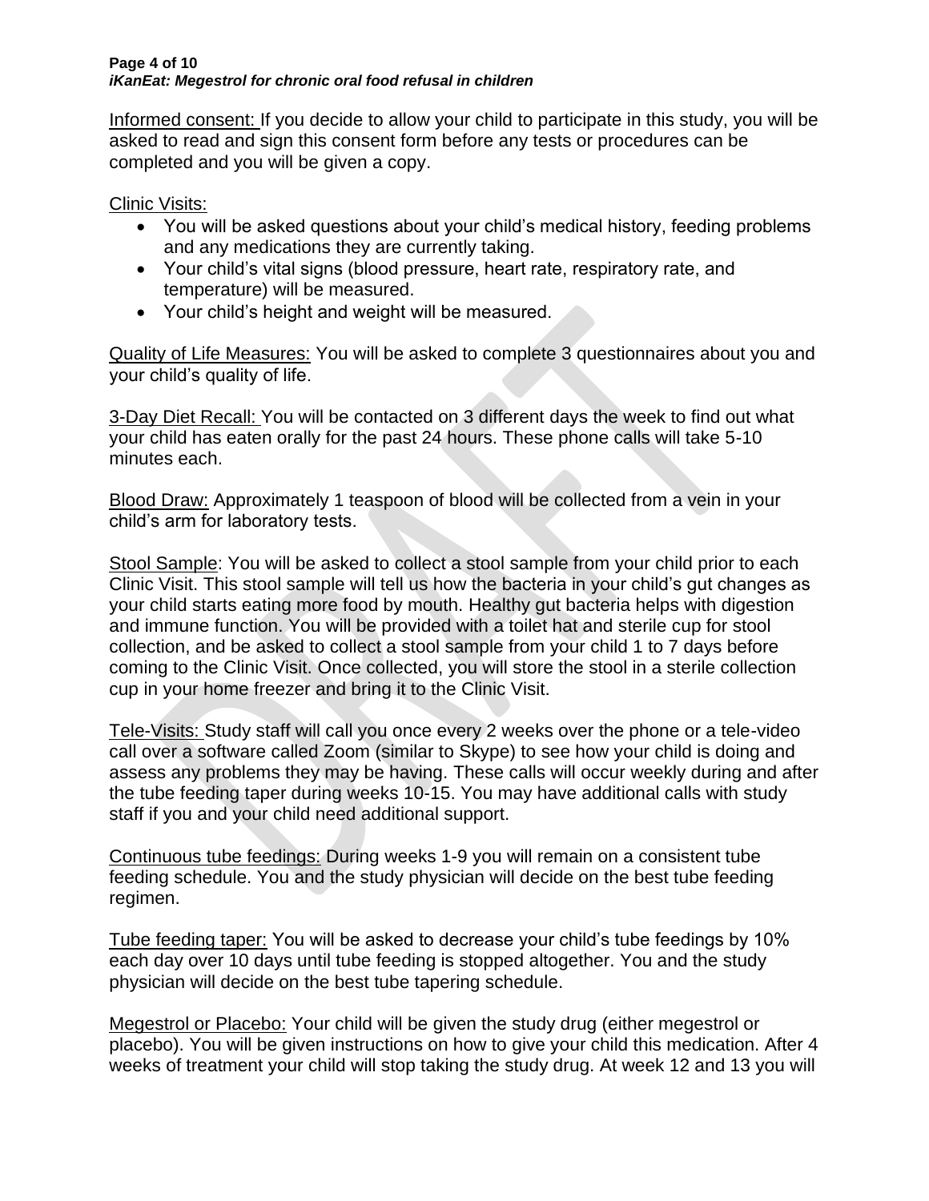Informed consent: If you decide to allow your child to participate in this study, you will be asked to read and sign this consent form before any tests or procedures can be completed and you will be given a copy.

Clinic Visits:

- You will be asked questions about your child's medical history, feeding problems and any medications they are currently taking.
- Your child's vital signs (blood pressure, heart rate, respiratory rate, and temperature) will be measured.
- Your child's height and weight will be measured.

Quality of Life Measures: You will be asked to complete 3 questionnaires about you and your child's quality of life.

3-Day Diet Recall: You will be contacted on 3 different days the week to find out what your child has eaten orally for the past 24 hours. These phone calls will take 5-10 minutes each.

Blood Draw: Approximately 1 teaspoon of blood will be collected from a vein in your child's arm for laboratory tests.

Stool Sample: You will be asked to collect a stool sample from your child prior to each Clinic Visit. This stool sample will tell us how the bacteria in your child's gut changes as your child starts eating more food by mouth. Healthy gut bacteria helps with digestion and immune function. You will be provided with a toilet hat and sterile cup for stool collection, and be asked to collect a stool sample from your child 1 to 7 days before coming to the Clinic Visit. Once collected, you will store the stool in a sterile collection cup in your home freezer and bring it to the Clinic Visit.

Tele-Visits: Study staff will call you once every 2 weeks over the phone or a tele-video call over a software called Zoom (similar to Skype) to see how your child is doing and assess any problems they may be having. These calls will occur weekly during and after the tube feeding taper during weeks 10-15. You may have additional calls with study staff if you and your child need additional support.

Continuous tube feedings: During weeks 1-9 you will remain on a consistent tube feeding schedule. You and the study physician will decide on the best tube feeding regimen.

Tube feeding taper: You will be asked to decrease your child's tube feedings by 10% each day over 10 days until tube feeding is stopped altogether. You and the study physician will decide on the best tube tapering schedule.

Megestrol or Placebo: Your child will be given the study drug (either megestrol or placebo). You will be given instructions on how to give your child this medication. After 4 weeks of treatment your child will stop taking the study drug. At week 12 and 13 you will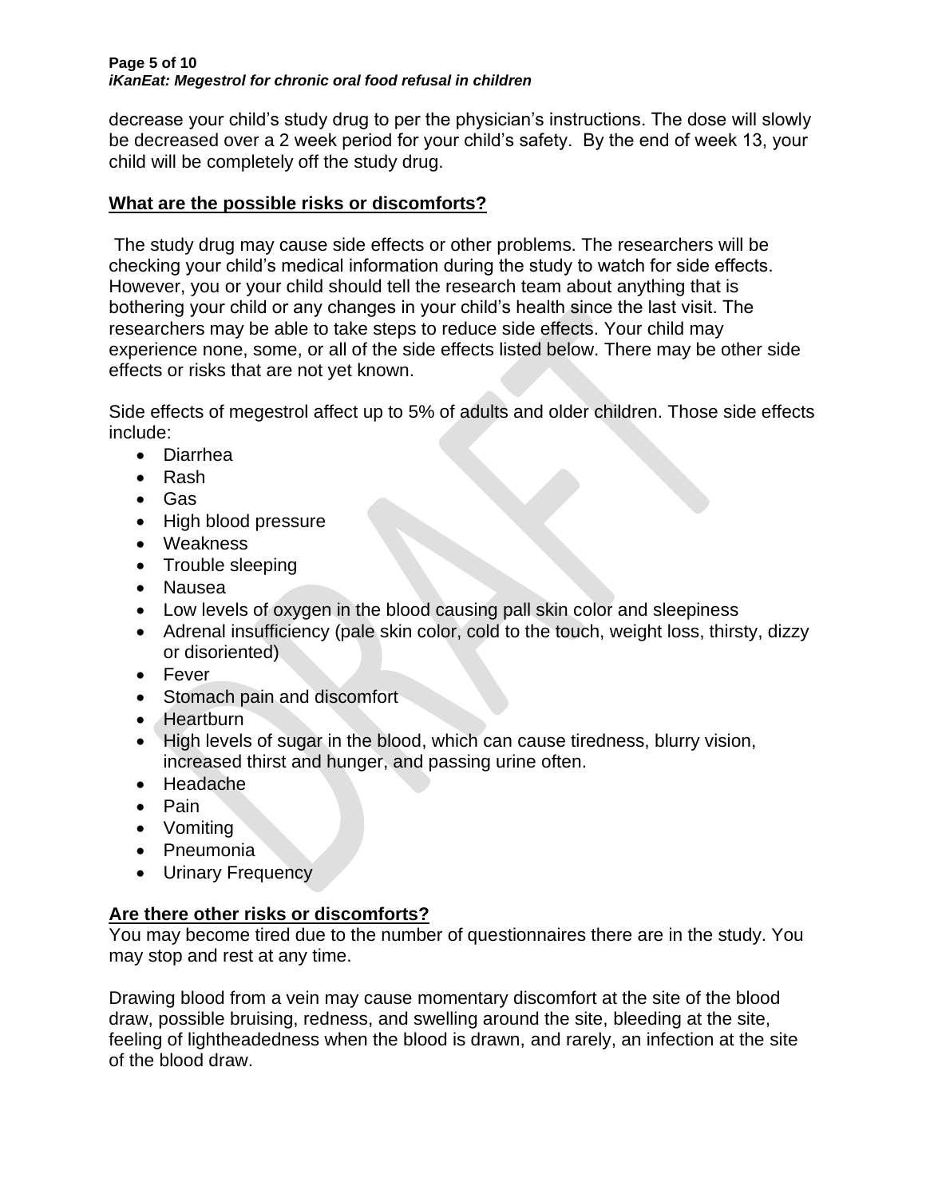decrease your child's study drug to per the physician's instructions. The dose will slowly be decreased over a 2 week period for your child's safety. By the end of week 13, your child will be completely off the study drug.

## What are the possible risks or discomforts?

The study drug may cause side effects or other problems. The researchers will be checking your child's medical information during the study to watch for side effects. However, you or your child should tell the research team about anything that is bothering your child or any changes in your child's health since the last visit. The researchers may be able to take steps to reduce side effects. Your child may experience none, some, or all of the side effects listed below. There may be other side effects or risks that are not yet known.

Side effects of megestrol affect up to 5% of adults and older children. Those side effects include:

- Diarrhea
- Rash
- Gas
- High blood pressure
- Weakness
- Trouble sleeping
- Nausea
- Low levels of oxygen in the blood causing pall skin color and sleepiness
- Adrenal insufficiency (pale skin color, cold to the touch, weight loss, thirsty, dizzy or disoriented)
- Fever
- Stomach pain and discomfort
- Heartburn
- High levels of sugar in the blood, which can cause tiredness, blurry vision, increased thirst and hunger, and passing urine often.
- Headache
- Pain
- Vomiting
- Pneumonia
- Urinary Frequency

## Are there other risks or discomforts?

You may become tired due to the number of questionnaires there are in the study. You may stop and rest at any time.

Drawing blood from a vein may cause momentary discomfort at the site of the blood draw, possible bruising, redness, and swelling around the site, bleeding at the site, feeling of lightheadedness when the blood is drawn, and rarely, an infection at the site of the blood draw.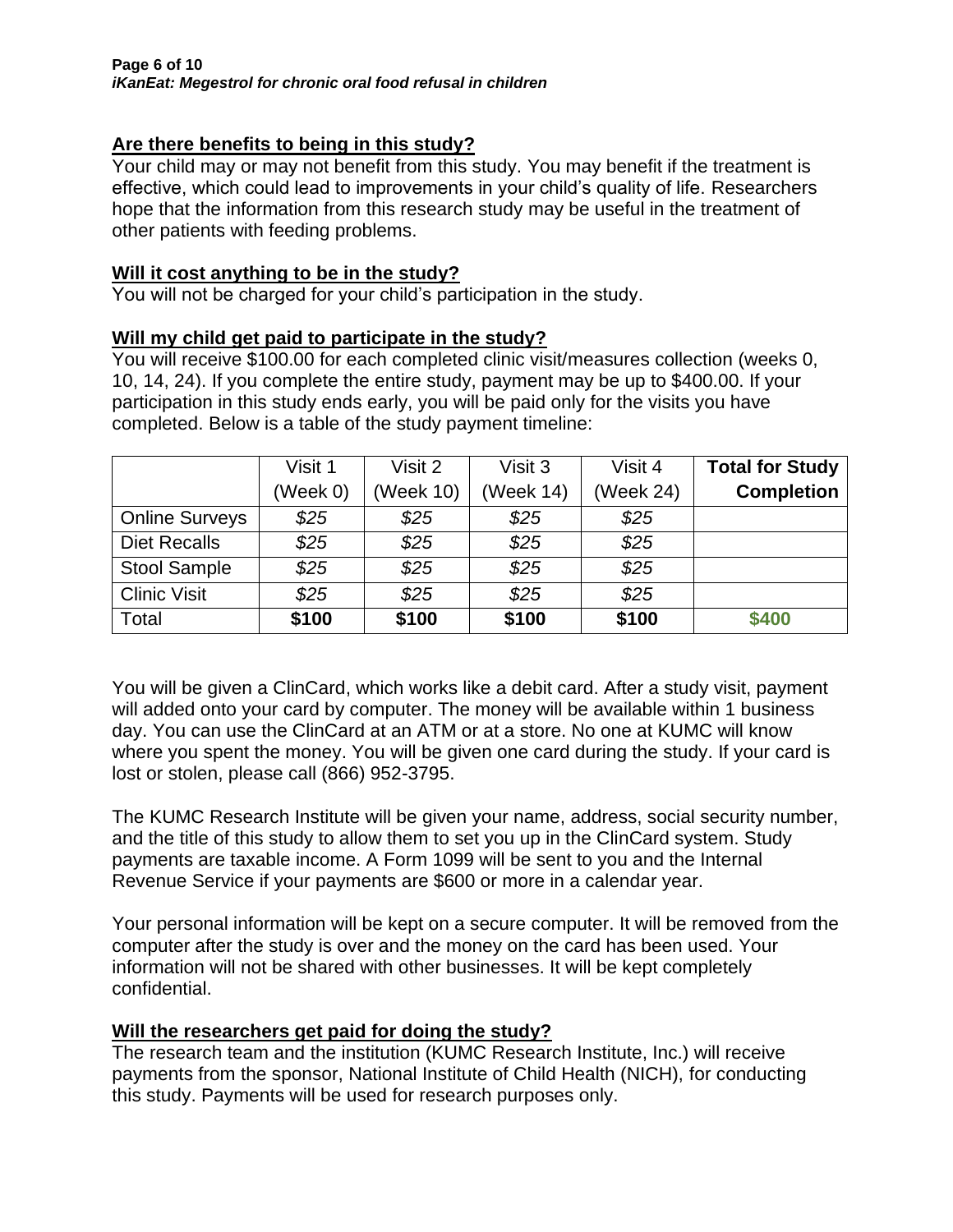## Are there benefits to being in this study?

Your child may or may not benefit from this study. You may benefit if the treatment is effective, which could lead to improvements in your child's quality of life. Researchers hope that the information from this research study may be useful in the treatment of other patients with feeding problems.

## Will it cost anything to be in the study?

You will not be charged for your child's participation in the study.

## Will my child get paid to participate in the study?

You will receive $100.00 for each completed clinic visit/measures collection (weeks 0, 10, 14, 24). If you complete the entire study, payment may be up to $400.00. If your participation in this study ends early, you will be paid only for the visits you have completed. Below is a table of the study payment timeline:

| | Visit 1 (Week 0) | Visit 2 (Week 10) | Visit 3 (Week 14) | Visit 4 (Week 24) | **Total for Study Completion** |
|---|---|---|---|---|---|
| Online Surveys | *$25* | *$25* | *$25* | *$25* | |
| Diet Recalls | *$25* | *$25* | *$25* | *$25* | |
| Stool Sample | *$25* | *$25* | *$25* | *$25* | |
| Clinic Visit | *$25* | *$25* | *$25* | *$25* | |
| Total | **$100** | **$100** | **$100** | **$100** | **$400** |

You will be given a ClinCard, which works like a debit card. After a study visit, payment will added onto your card by computer. The money will be available within 1 business day. You can use the ClinCard at an ATM or at a store. No one at KUMC will know where you spent the money. You will be given one card during the study. If your card is lost or stolen, please call (866) 952-3795.

The KUMC Research Institute will be given your name, address, social security number, and the title of this study to allow them to set you up in the ClinCard system. Study payments are taxable income. A Form 1099 will be sent to you and the Internal Revenue Service if your payments are $600 or more in a calendar year.

Your personal information will be kept on a secure computer. It will be removed from the computer after the study is over and the money on the card has been used. Your information will not be shared with other businesses. It will be kept completely confidential.

## Will the researchers get paid for doing the study?

The research team and the institution (KUMC Research Institute, Inc.) will receive payments from the sponsor, National Institute of Child Health (NICH), for conducting this study. Payments will be used for research purposes only.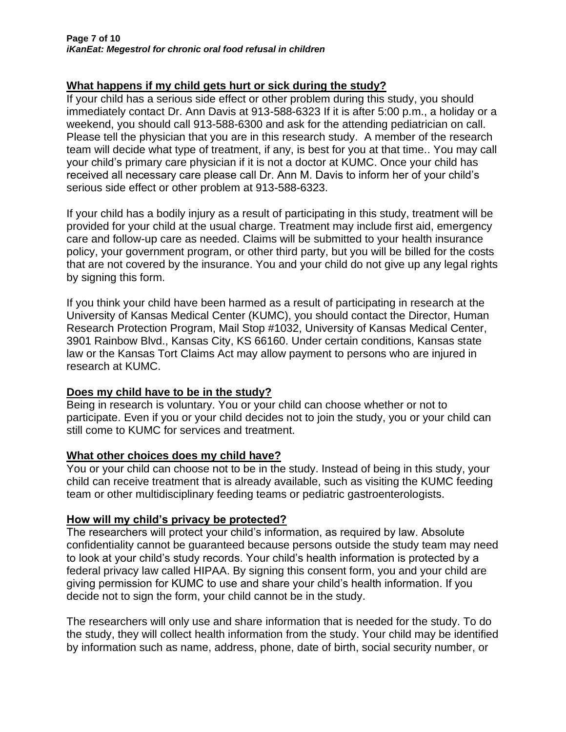## What happens if my child gets hurt or sick during the study?

If your child has a serious side effect or other problem during this study, you should immediately contact Dr. Ann Davis at 913-588-6323 If it is after 5:00 p.m., a holiday or a weekend, you should call 913-588-6300 and ask for the attending pediatrician on call. Please tell the physician that you are in this research study. A member of the research team will decide what type of treatment, if any, is best for you at that time.. You may call your child's primary care physician if it is not a doctor at KUMC. Once your child has received all necessary care please call Dr. Ann M. Davis to inform her of your child's serious side effect or other problem at 913-588-6323.

If your child has a bodily injury as a result of participating in this study, treatment will be provided for your child at the usual charge. Treatment may include first aid, emergency care and follow-up care as needed. Claims will be submitted to your health insurance policy, your government program, or other third party, but you will be billed for the costs that are not covered by the insurance. You and your child do not give up any legal rights by signing this form.

If you think your child have been harmed as a result of participating in research at the University of Kansas Medical Center (KUMC), you should contact the Director, Human Research Protection Program, Mail Stop #1032, University of Kansas Medical Center, 3901 Rainbow Blvd., Kansas City, KS 66160. Under certain conditions, Kansas state law or the Kansas Tort Claims Act may allow payment to persons who are injured in research at KUMC.

## Does my child have to be in the study?

Being in research is voluntary. You or your child can choose whether or not to participate. Even if you or your child decides not to join the study, you or your child can still come to KUMC for services and treatment.

## What other choices does my child have?

You or your child can choose not to be in the study. Instead of being in this study, your child can receive treatment that is already available, such as visiting the KUMC feeding team or other multidisciplinary feeding teams or pediatric gastroenterologists.

## How will my child's privacy be protected?

The researchers will protect your child's information, as required by law. Absolute confidentiality cannot be guaranteed because persons outside the study team may need to look at your child's study records. Your child's health information is protected by a federal privacy law called HIPAA. By signing this consent form, you and your child are giving permission for KUMC to use and share your child's health information. If you decide not to sign the form, your child cannot be in the study.

The researchers will only use and share information that is needed for the study. To do the study, they will collect health information from the study. Your child may be identified by information such as name, address, phone, date of birth, social security number, or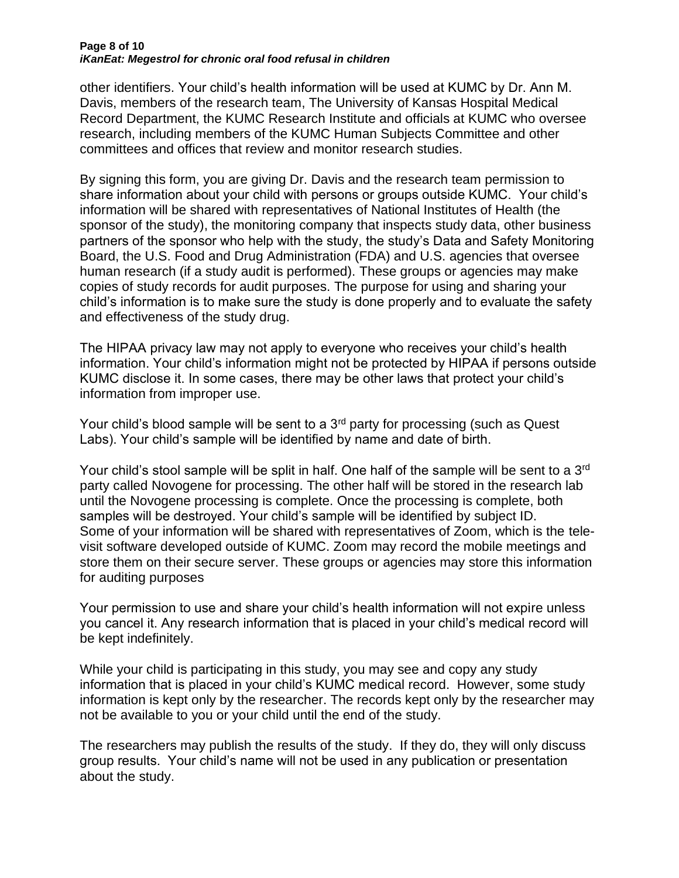other identifiers. Your child's health information will be used at KUMC by Dr. Ann M. Davis, members of the research team, The University of Kansas Hospital Medical Record Department, the KUMC Research Institute and officials at KUMC who oversee research, including members of the KUMC Human Subjects Committee and other committees and offices that review and monitor research studies.

By signing this form, you are giving Dr. Davis and the research team permission to share information about your child with persons or groups outside KUMC. Your child's information will be shared with representatives of National Institutes of Health (the sponsor of the study), the monitoring company that inspects study data, other business partners of the sponsor who help with the study, the study's Data and Safety Monitoring Board, the U.S. Food and Drug Administration (FDA) and U.S. agencies that oversee human research (if a study audit is performed). These groups or agencies may make copies of study records for audit purposes. The purpose for using and sharing your child's information is to make sure the study is done properly and to evaluate the safety and effectiveness of the study drug.

The HIPAA privacy law may not apply to everyone who receives your child's health information. Your child's information might not be protected by HIPAA if persons outside KUMC disclose it. In some cases, there may be other laws that protect your child's information from improper use.

Your child's blood sample will be sent to a 3rd party for processing (such as Quest Labs). Your child's sample will be identified by name and date of birth.

Your child's stool sample will be split in half. One half of the sample will be sent to a 3rd party called Novogene for processing. The other half will be stored in the research lab until the Novogene processing is complete. Once the processing is complete, both samples will be destroyed. Your child's sample will be identified by subject ID.
Some of your information will be shared with representatives of Zoom, which is the tele-visit software developed outside of KUMC. Zoom may record the mobile meetings and store them on their secure server. These groups or agencies may store this information for auditing purposes

Your permission to use and share your child's health information will not expire unless you cancel it. Any research information that is placed in your child's medical record will be kept indefinitely.

While your child is participating in this study, you may see and copy any study information that is placed in your child's KUMC medical record. However, some study information is kept only by the researcher. The records kept only by the researcher may not be available to you or your child until the end of the study.

The researchers may publish the results of the study. If they do, they will only discuss group results. Your child's name will not be used in any publication or presentation about the study.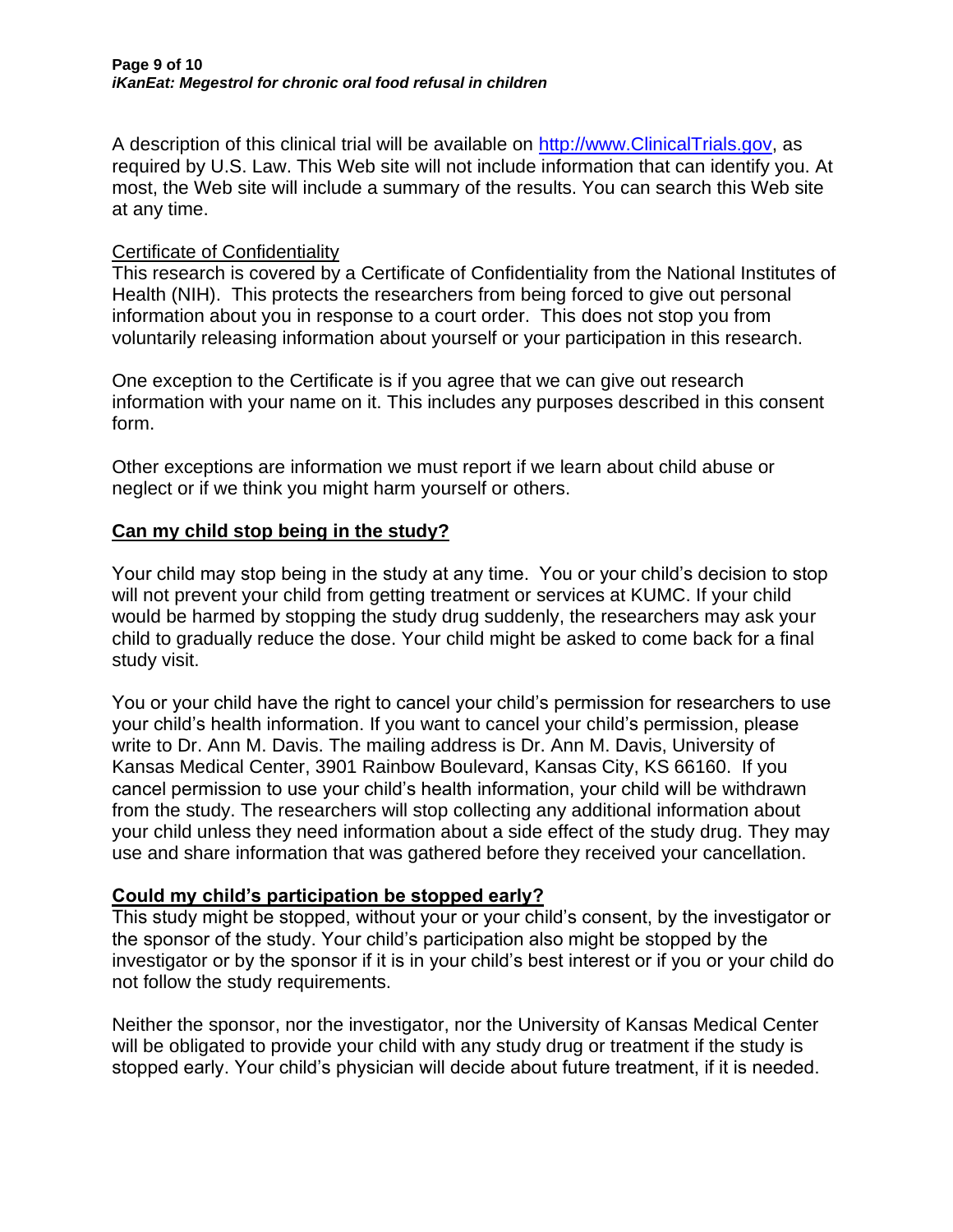A description of this clinical trial will be available on http://www.ClinicalTrials.gov, as required by U.S. Law. This Web site will not include information that can identify you. At most, the Web site will include a summary of the results. You can search this Web site at any time.

Certificate of Confidentiality

This research is covered by a Certificate of Confidentiality from the National Institutes of Health (NIH). This protects the researchers from being forced to give out personal information about you in response to a court order. This does not stop you from voluntarily releasing information about yourself or your participation in this research.

One exception to the Certificate is if you agree that we can give out research information with your name on it. This includes any purposes described in this consent form.

Other exceptions are information we must report if we learn about child abuse or neglect or if we think you might harm yourself or others.

## Can my child stop being in the study?

Your child may stop being in the study at any time. You or your child's decision to stop will not prevent your child from getting treatment or services at KUMC. If your child would be harmed by stopping the study drug suddenly, the researchers may ask your child to gradually reduce the dose. Your child might be asked to come back for a final study visit.

You or your child have the right to cancel your child's permission for researchers to use your child's health information. If you want to cancel your child's permission, please write to Dr. Ann M. Davis. The mailing address is Dr. Ann M. Davis, University of Kansas Medical Center, 3901 Rainbow Boulevard, Kansas City, KS 66160. If you cancel permission to use your child's health information, your child will be withdrawn from the study. The researchers will stop collecting any additional information about your child unless they need information about a side effect of the study drug. They may use and share information that was gathered before they received your cancellation.

## Could my child's participation be stopped early?

This study might be stopped, without your or your child's consent, by the investigator or the sponsor of the study. Your child's participation also might be stopped by the investigator or by the sponsor if it is in your child's best interest or if you or your child do not follow the study requirements.

Neither the sponsor, nor the investigator, nor the University of Kansas Medical Center will be obligated to provide your child with any study drug or treatment if the study is stopped early. Your child's physician will decide about future treatment, if it is needed.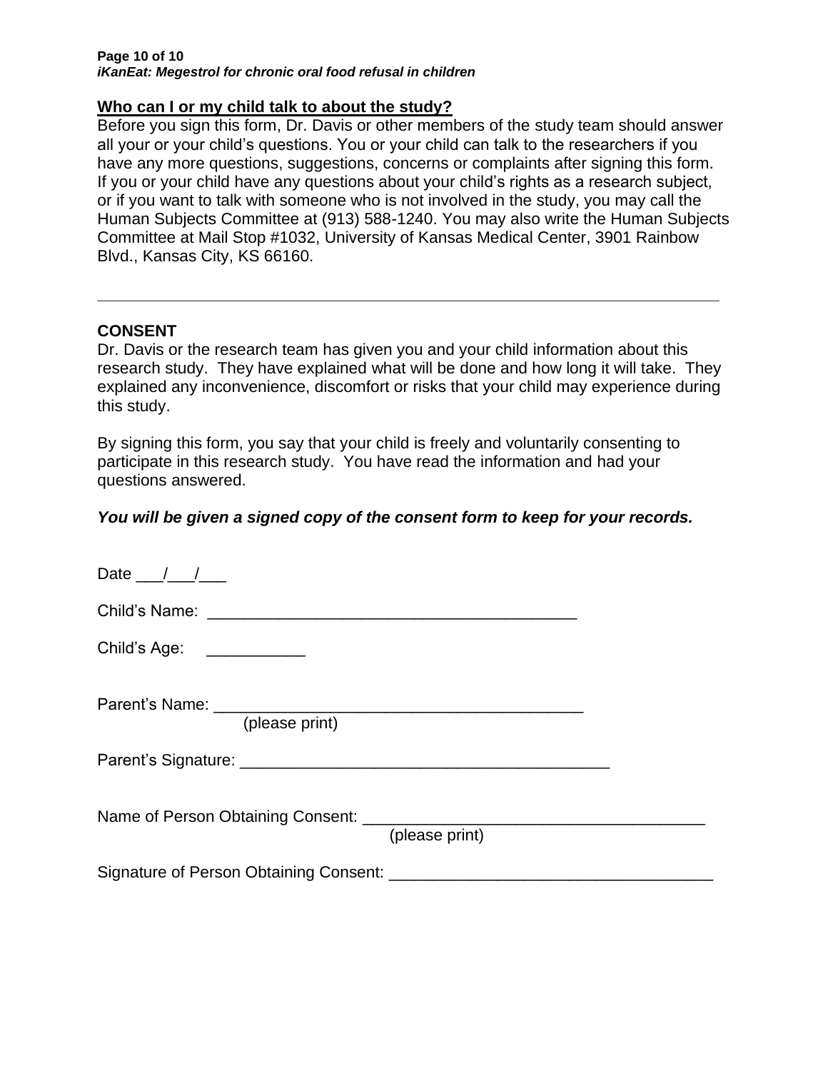## Who can I or my child talk to about the study?

Before you sign this form, Dr. Davis or other members of the study team should answer all your or your child's questions. You or your child can talk to the researchers if you have any more questions, suggestions, concerns or complaints after signing this form. If you or your child have any questions about your child's rights as a research subject, or if you want to talk with someone who is not involved in the study, you may call the Human Subjects Committee at (913) 588-1240. You may also write the Human Subjects Committee at Mail Stop #1032, University of Kansas Medical Center, 3901 Rainbow Blvd., Kansas City, KS 66160.

---

## CONSENT

Dr. Davis or the research team has given you and your child information about this research study. They have explained what will be done and how long it will take. They explained any inconvenience, discomfort or risks that your child may experience during this study.

By signing this form, you say that your child is freely and voluntarily consenting to participate in this research study. You have read the information and had your questions answered.

***You will be given a signed copy of the consent form to keep for your records.***

Date ___/___/___

Child's Name: ________________________________________

Child's Age: ___________

Parent's Name: ________________________________________
(please print)

Parent's Signature: ________________________________________

Name of Person Obtaining Consent: ____________________________________
(please print)

Signature of Person Obtaining Consent: __________________________________